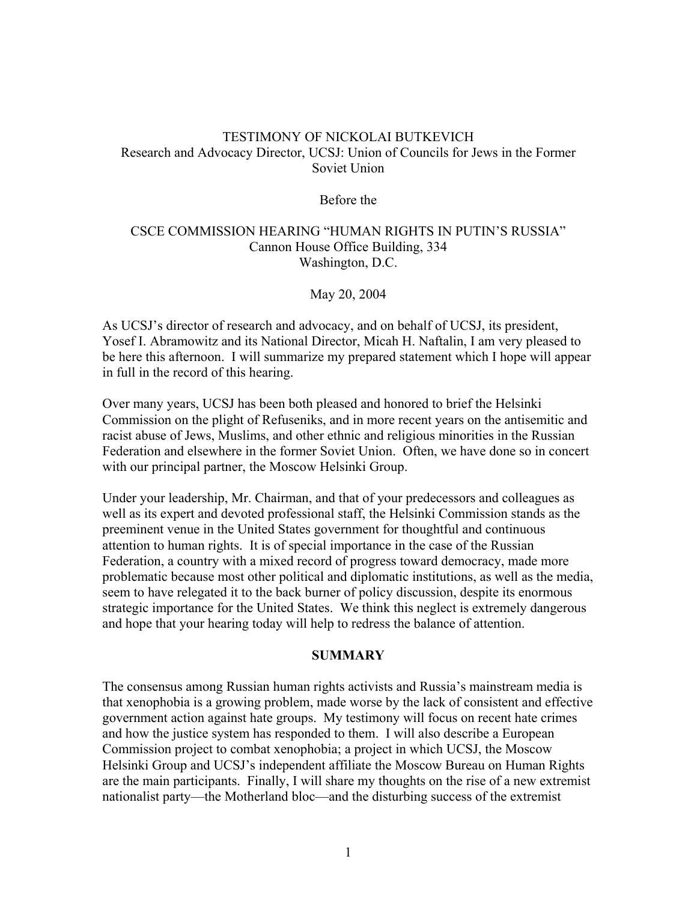TESTIMONY OF NICKOLAI BUTKEVICH
Research and Advocacy Director, UCSJ: Union of Councils for Jews in the Former Soviet Union

Before the

CSCE COMMISSION HEARING "HUMAN RIGHTS IN PUTIN'S RUSSIA"
Cannon House Office Building, 334
Washington, D.C.

May 20, 2004

As UCSJ's director of research and advocacy, and on behalf of UCSJ, its president, Yosef I. Abramowitz and its National Director, Micah H. Naftalin, I am very pleased to be here this afternoon. I will summarize my prepared statement which I hope will appear in full in the record of this hearing.

Over many years, UCSJ has been both pleased and honored to brief the Helsinki Commission on the plight of Refuseniks, and in more recent years on the antisemitic and racist abuse of Jews, Muslims, and other ethnic and religious minorities in the Russian Federation and elsewhere in the former Soviet Union. Often, we have done so in concert with our principal partner, the Moscow Helsinki Group.

Under your leadership, Mr. Chairman, and that of your predecessors and colleagues as well as its expert and devoted professional staff, the Helsinki Commission stands as the preeminent venue in the United States government for thoughtful and continuous attention to human rights. It is of special importance in the case of the Russian Federation, a country with a mixed record of progress toward democracy, made more problematic because most other political and diplomatic institutions, as well as the media, seem to have relegated it to the back burner of policy discussion, despite its enormous strategic importance for the United States. We think this neglect is extremely dangerous and hope that your hearing today will help to redress the balance of attention.

## SUMMARY

The consensus among Russian human rights activists and Russia's mainstream media is that xenophobia is a growing problem, made worse by the lack of consistent and effective government action against hate groups. My testimony will focus on recent hate crimes and how the justice system has responded to them. I will also describe a European Commission project to combat xenophobia; a project in which UCSJ, the Moscow Helsinki Group and UCSJ's independent affiliate the Moscow Bureau on Human Rights are the main participants. Finally, I will share my thoughts on the rise of a new extremist nationalist party—the Motherland bloc—and the disturbing success of the extremist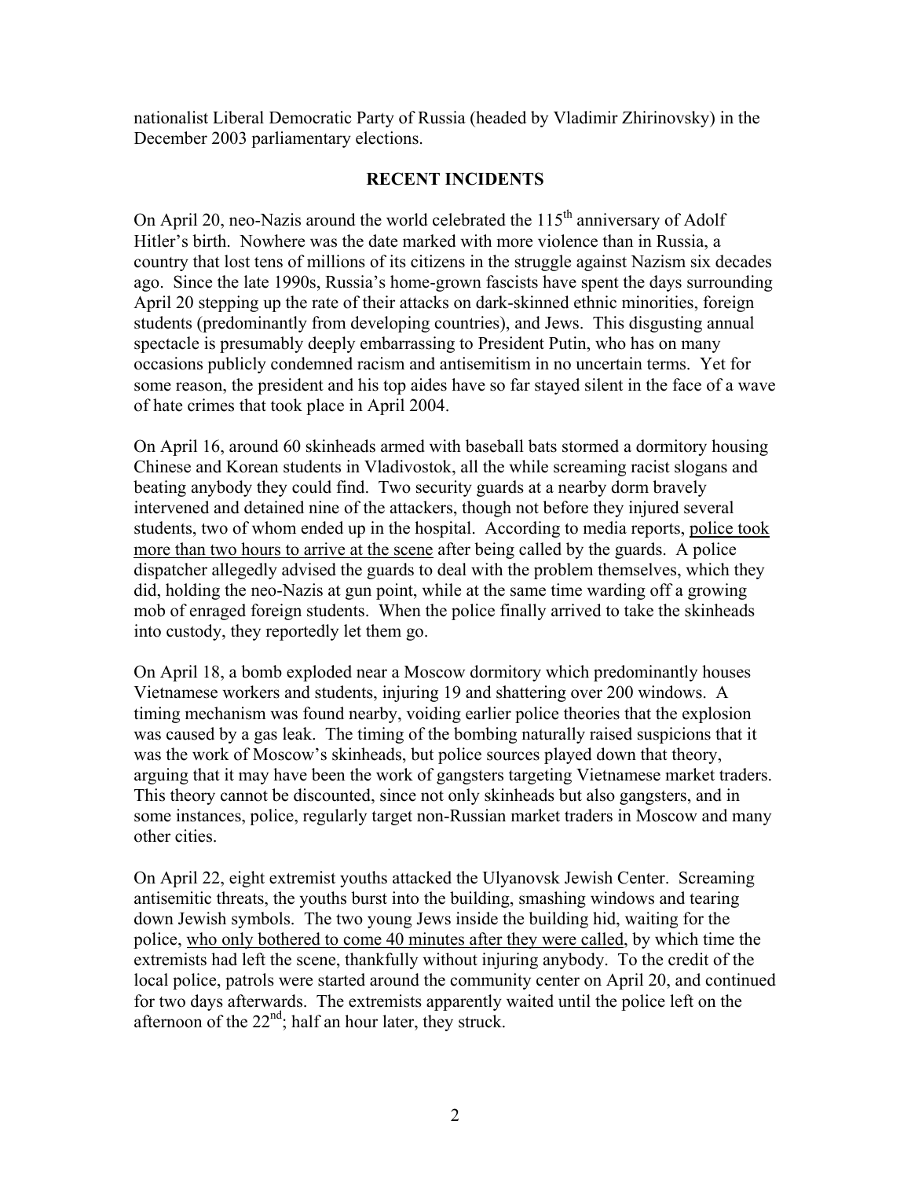nationalist Liberal Democratic Party of Russia (headed by Vladimir Zhirinovsky) in the December 2003 parliamentary elections.

## RECENT INCIDENTS

On April 20, neo-Nazis around the world celebrated the 115th anniversary of Adolf Hitler's birth. Nowhere was the date marked with more violence than in Russia, a country that lost tens of millions of its citizens in the struggle against Nazism six decades ago. Since the late 1990s, Russia's home-grown fascists have spent the days surrounding April 20 stepping up the rate of their attacks on dark-skinned ethnic minorities, foreign students (predominantly from developing countries), and Jews. This disgusting annual spectacle is presumably deeply embarrassing to President Putin, who has on many occasions publicly condemned racism and antisemitism in no uncertain terms. Yet for some reason, the president and his top aides have so far stayed silent in the face of a wave of hate crimes that took place in April 2004.

On April 16, around 60 skinheads armed with baseball bats stormed a dormitory housing Chinese and Korean students in Vladivostok, all the while screaming racist slogans and beating anybody they could find. Two security guards at a nearby dorm bravely intervened and detained nine of the attackers, though not before they injured several students, two of whom ended up in the hospital. According to media reports, <u>police took more than two hours to arrive at the scene</u> after being called by the guards. A police dispatcher allegedly advised the guards to deal with the problem themselves, which they did, holding the neo-Nazis at gun point, while at the same time warding off a growing mob of enraged foreign students. When the police finally arrived to take the skinheads into custody, they reportedly let them go.

On April 18, a bomb exploded near a Moscow dormitory which predominantly houses Vietnamese workers and students, injuring 19 and shattering over 200 windows. A timing mechanism was found nearby, voiding earlier police theories that the explosion was caused by a gas leak. The timing of the bombing naturally raised suspicions that it was the work of Moscow's skinheads, but police sources played down that theory, arguing that it may have been the work of gangsters targeting Vietnamese market traders. This theory cannot be discounted, since not only skinheads but also gangsters, and in some instances, police, regularly target non-Russian market traders in Moscow and many other cities.

On April 22, eight extremist youths attacked the Ulyanovsk Jewish Center. Screaming antisemitic threats, the youths burst into the building, smashing windows and tearing down Jewish symbols. The two young Jews inside the building hid, waiting for the police, <u>who only bothered to come 40 minutes after they were called</u>, by which time the extremists had left the scene, thankfully without injuring anybody. To the credit of the local police, patrols were started around the community center on April 20, and continued for two days afterwards. The extremists apparently waited until the police left on the afternoon of the 22nd; half an hour later, they struck.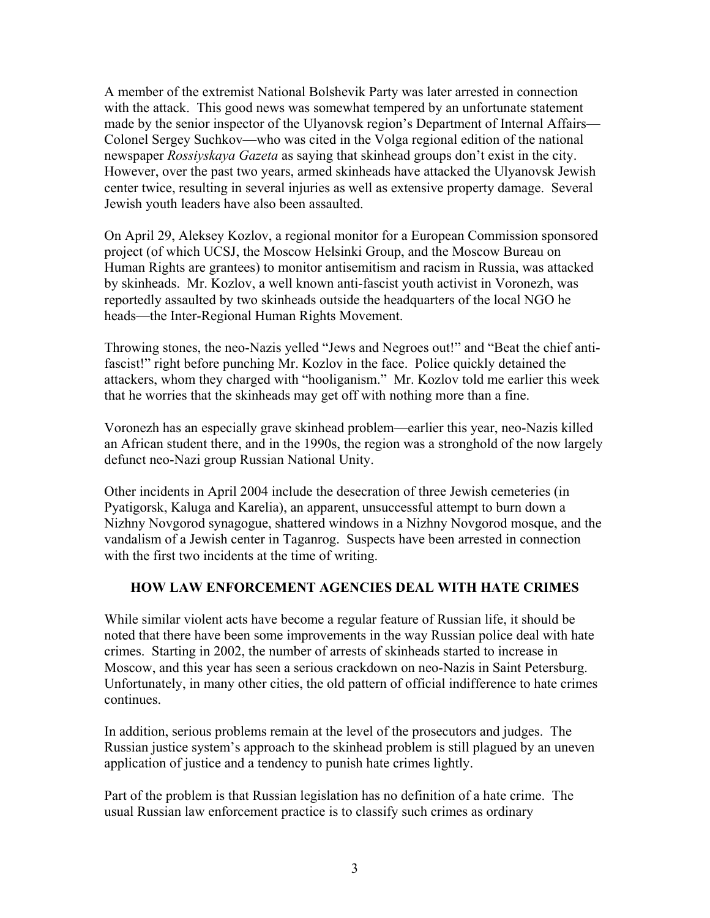A member of the extremist National Bolshevik Party was later arrested in connection with the attack. This good news was somewhat tempered by an unfortunate statement made by the senior inspector of the Ulyanovsk region's Department of Internal Affairs—Colonel Sergey Suchkov—who was cited in the Volga regional edition of the national newspaper *Rossiyskaya Gazeta* as saying that skinhead groups don't exist in the city. However, over the past two years, armed skinheads have attacked the Ulyanovsk Jewish center twice, resulting in several injuries as well as extensive property damage. Several Jewish youth leaders have also been assaulted.

On April 29, Aleksey Kozlov, a regional monitor for a European Commission sponsored project (of which UCSJ, the Moscow Helsinki Group, and the Moscow Bureau on Human Rights are grantees) to monitor antisemitism and racism in Russia, was attacked by skinheads. Mr. Kozlov, a well known anti-fascist youth activist in Voronezh, was reportedly assaulted by two skinheads outside the headquarters of the local NGO he heads—the Inter-Regional Human Rights Movement.

Throwing stones, the neo-Nazis yelled "Jews and Negroes out!" and "Beat the chief anti-fascist!" right before punching Mr. Kozlov in the face. Police quickly detained the attackers, whom they charged with "hooliganism." Mr. Kozlov told me earlier this week that he worries that the skinheads may get off with nothing more than a fine.

Voronezh has an especially grave skinhead problem—earlier this year, neo-Nazis killed an African student there, and in the 1990s, the region was a stronghold of the now largely defunct neo-Nazi group Russian National Unity.

Other incidents in April 2004 include the desecration of three Jewish cemeteries (in Pyatigorsk, Kaluga and Karelia), an apparent, unsuccessful attempt to burn down a Nizhny Novgorod synagogue, shattered windows in a Nizhny Novgorod mosque, and the vandalism of a Jewish center in Taganrog. Suspects have been arrested in connection with the first two incidents at the time of writing.

## HOW LAW ENFORCEMENT AGENCIES DEAL WITH HATE CRIMES

While similar violent acts have become a regular feature of Russian life, it should be noted that there have been some improvements in the way Russian police deal with hate crimes. Starting in 2002, the number of arrests of skinheads started to increase in Moscow, and this year has seen a serious crackdown on neo-Nazis in Saint Petersburg. Unfortunately, in many other cities, the old pattern of official indifference to hate crimes continues.

In addition, serious problems remain at the level of the prosecutors and judges. The Russian justice system's approach to the skinhead problem is still plagued by an uneven application of justice and a tendency to punish hate crimes lightly.

Part of the problem is that Russian legislation has no definition of a hate crime. The usual Russian law enforcement practice is to classify such crimes as ordinary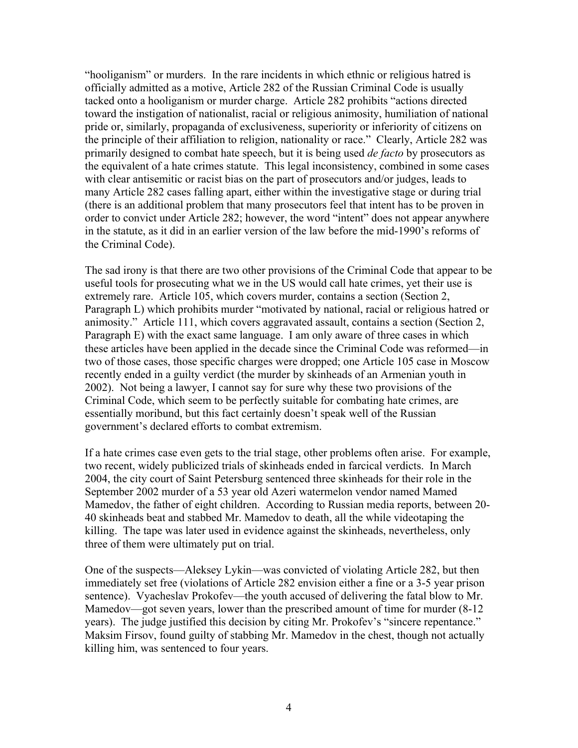"hooliganism" or murders. In the rare incidents in which ethnic or religious hatred is officially admitted as a motive, Article 282 of the Russian Criminal Code is usually tacked onto a hooliganism or murder charge. Article 282 prohibits "actions directed toward the instigation of nationalist, racial or religious animosity, humiliation of national pride or, similarly, propaganda of exclusiveness, superiority or inferiority of citizens on the principle of their affiliation to religion, nationality or race." Clearly, Article 282 was primarily designed to combat hate speech, but it is being used *de facto* by prosecutors as the equivalent of a hate crimes statute. This legal inconsistency, combined in some cases with clear antisemitic or racist bias on the part of prosecutors and/or judges, leads to many Article 282 cases falling apart, either within the investigative stage or during trial (there is an additional problem that many prosecutors feel that intent has to be proven in order to convict under Article 282; however, the word "intent" does not appear anywhere in the statute, as it did in an earlier version of the law before the mid-1990's reforms of the Criminal Code).

The sad irony is that there are two other provisions of the Criminal Code that appear to be useful tools for prosecuting what we in the US would call hate crimes, yet their use is extremely rare. Article 105, which covers murder, contains a section (Section 2, Paragraph L) which prohibits murder "motivated by national, racial or religious hatred or animosity." Article 111, which covers aggravated assault, contains a section (Section 2, Paragraph E) with the exact same language. I am only aware of three cases in which these articles have been applied in the decade since the Criminal Code was reformed—in two of those cases, those specific charges were dropped; one Article 105 case in Moscow recently ended in a guilty verdict (the murder by skinheads of an Armenian youth in 2002). Not being a lawyer, I cannot say for sure why these two provisions of the Criminal Code, which seem to be perfectly suitable for combating hate crimes, are essentially moribund, but this fact certainly doesn't speak well of the Russian government's declared efforts to combat extremism.

If a hate crimes case even gets to the trial stage, other problems often arise. For example, two recent, widely publicized trials of skinheads ended in farcical verdicts. In March 2004, the city court of Saint Petersburg sentenced three skinheads for their role in the September 2002 murder of a 53 year old Azeri watermelon vendor named Mamed Mamedov, the father of eight children. According to Russian media reports, between 20-40 skinheads beat and stabbed Mr. Mamedov to death, all the while videotaping the killing. The tape was later used in evidence against the skinheads, nevertheless, only three of them were ultimately put on trial.

One of the suspects—Aleksey Lykin—was convicted of violating Article 282, but then immediately set free (violations of Article 282 envision either a fine or a 3-5 year prison sentence). Vyacheslav Prokofev—the youth accused of delivering the fatal blow to Mr. Mamedov—got seven years, lower than the prescribed amount of time for murder (8-12 years). The judge justified this decision by citing Mr. Prokofev's "sincere repentance." Maksim Firsov, found guilty of stabbing Mr. Mamedov in the chest, though not actually killing him, was sentenced to four years.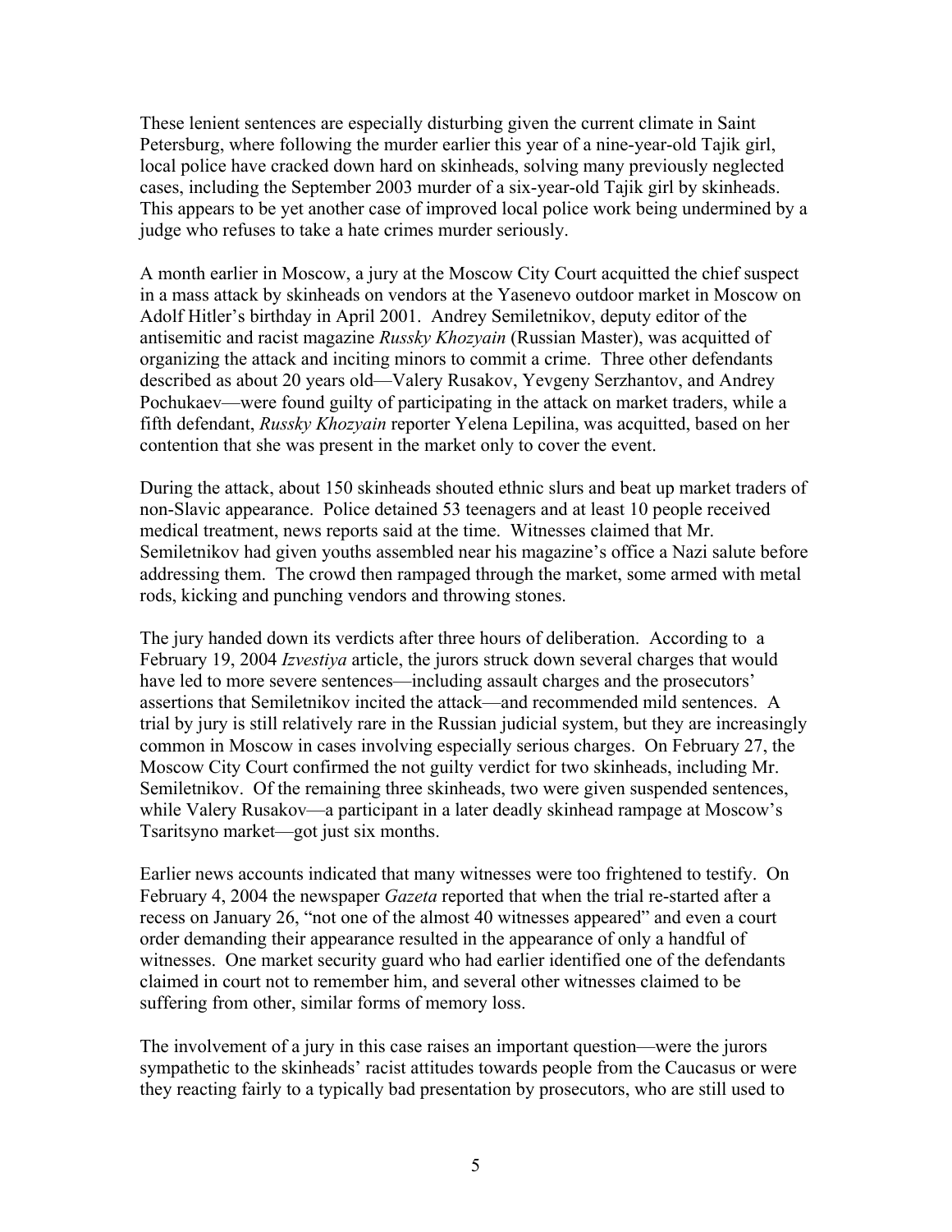These lenient sentences are especially disturbing given the current climate in Saint Petersburg, where following the murder earlier this year of a nine-year-old Tajik girl, local police have cracked down hard on skinheads, solving many previously neglected cases, including the September 2003 murder of a six-year-old Tajik girl by skinheads. This appears to be yet another case of improved local police work being undermined by a judge who refuses to take a hate crimes murder seriously.

A month earlier in Moscow, a jury at the Moscow City Court acquitted the chief suspect in a mass attack by skinheads on vendors at the Yasenevo outdoor market in Moscow on Adolf Hitler's birthday in April 2001. Andrey Semiletnikov, deputy editor of the antisemitic and racist magazine *Russky Khozyain* (Russian Master), was acquitted of organizing the attack and inciting minors to commit a crime. Three other defendants described as about 20 years old—Valery Rusakov, Yevgeny Serzhantov, and Andrey Pochukaev—were found guilty of participating in the attack on market traders, while a fifth defendant, *Russky Khozyain* reporter Yelena Lepilina, was acquitted, based on her contention that she was present in the market only to cover the event.

During the attack, about 150 skinheads shouted ethnic slurs and beat up market traders of non-Slavic appearance. Police detained 53 teenagers and at least 10 people received medical treatment, news reports said at the time. Witnesses claimed that Mr. Semiletnikov had given youths assembled near his magazine's office a Nazi salute before addressing them. The crowd then rampaged through the market, some armed with metal rods, kicking and punching vendors and throwing stones.

The jury handed down its verdicts after three hours of deliberation. According to a February 19, 2004 *Izvestiya* article, the jurors struck down several charges that would have led to more severe sentences—including assault charges and the prosecutors' assertions that Semiletnikov incited the attack—and recommended mild sentences. A trial by jury is still relatively rare in the Russian judicial system, but they are increasingly common in Moscow in cases involving especially serious charges. On February 27, the Moscow City Court confirmed the not guilty verdict for two skinheads, including Mr. Semiletnikov. Of the remaining three skinheads, two were given suspended sentences, while Valery Rusakov—a participant in a later deadly skinhead rampage at Moscow's Tsaritsyno market—got just six months.

Earlier news accounts indicated that many witnesses were too frightened to testify. On February 4, 2004 the newspaper *Gazeta* reported that when the trial re-started after a recess on January 26, "not one of the almost 40 witnesses appeared" and even a court order demanding their appearance resulted in the appearance of only a handful of witnesses. One market security guard who had earlier identified one of the defendants claimed in court not to remember him, and several other witnesses claimed to be suffering from other, similar forms of memory loss.

The involvement of a jury in this case raises an important question—were the jurors sympathetic to the skinheads' racist attitudes towards people from the Caucasus or were they reacting fairly to a typically bad presentation by prosecutors, who are still used to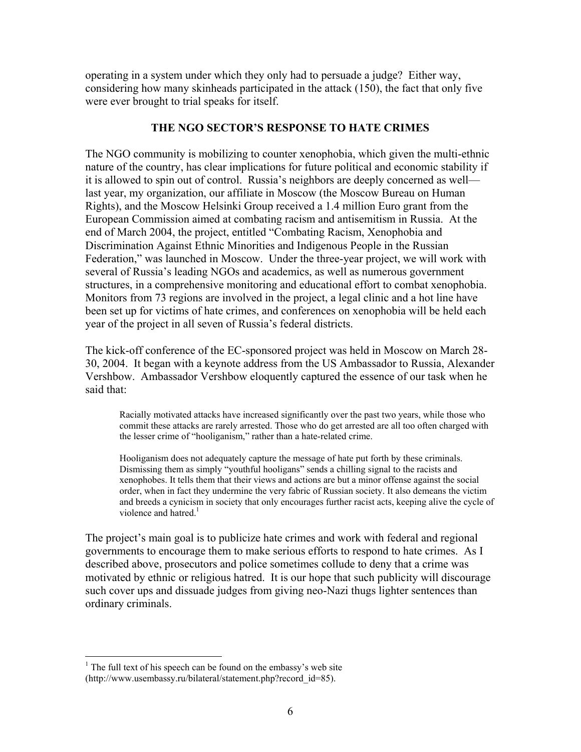operating in a system under which they only had to persuade a judge? Either way, considering how many skinheads participated in the attack (150), the fact that only five were ever brought to trial speaks for itself.

## THE NGO SECTOR'S RESPONSE TO HATE CRIMES

The NGO community is mobilizing to counter xenophobia, which given the multi-ethnic nature of the country, has clear implications for future political and economic stability if it is allowed to spin out of control. Russia's neighbors are deeply concerned as well—last year, my organization, our affiliate in Moscow (the Moscow Bureau on Human Rights), and the Moscow Helsinki Group received a 1.4 million Euro grant from the European Commission aimed at combating racism and antisemitism in Russia. At the end of March 2004, the project, entitled "Combating Racism, Xenophobia and Discrimination Against Ethnic Minorities and Indigenous People in the Russian Federation," was launched in Moscow. Under the three-year project, we will work with several of Russia's leading NGOs and academics, as well as numerous government structures, in a comprehensive monitoring and educational effort to combat xenophobia. Monitors from 73 regions are involved in the project, a legal clinic and a hot line have been set up for victims of hate crimes, and conferences on xenophobia will be held each year of the project in all seven of Russia's federal districts.

The kick-off conference of the EC-sponsored project was held in Moscow on March 28-30, 2004. It began with a keynote address from the US Ambassador to Russia, Alexander Vershbow. Ambassador Vershbow eloquently captured the essence of our task when he said that:

> Racially motivated attacks have increased significantly over the past two years, while those who commit these attacks are rarely arrested. Those who do get arrested are all too often charged with the lesser crime of "hooliganism," rather than a hate-related crime.
>
> Hooliganism does not adequately capture the message of hate put forth by these criminals. Dismissing them as simply "youthful hooligans" sends a chilling signal to the racists and xenophobes. It tells them that their views and actions are but a minor offense against the social order, when in fact they undermine the very fabric of Russian society. It also demeans the victim and breeds a cynicism in society that only encourages further racist acts, keeping alive the cycle of violence and hatred.[1]

The project's main goal is to publicize hate crimes and work with federal and regional governments to encourage them to make serious efforts to respond to hate crimes. As I described above, prosecutors and police sometimes collude to deny that a crime was motivated by ethnic or religious hatred. It is our hope that such publicity will discourage such cover ups and dissuade judges from giving neo-Nazi thugs lighter sentences than ordinary criminals.

---

[1] The full text of his speech can be found on the embassy's web site (http://www.usembassy.ru/bilateral/statement.php?record_id=85).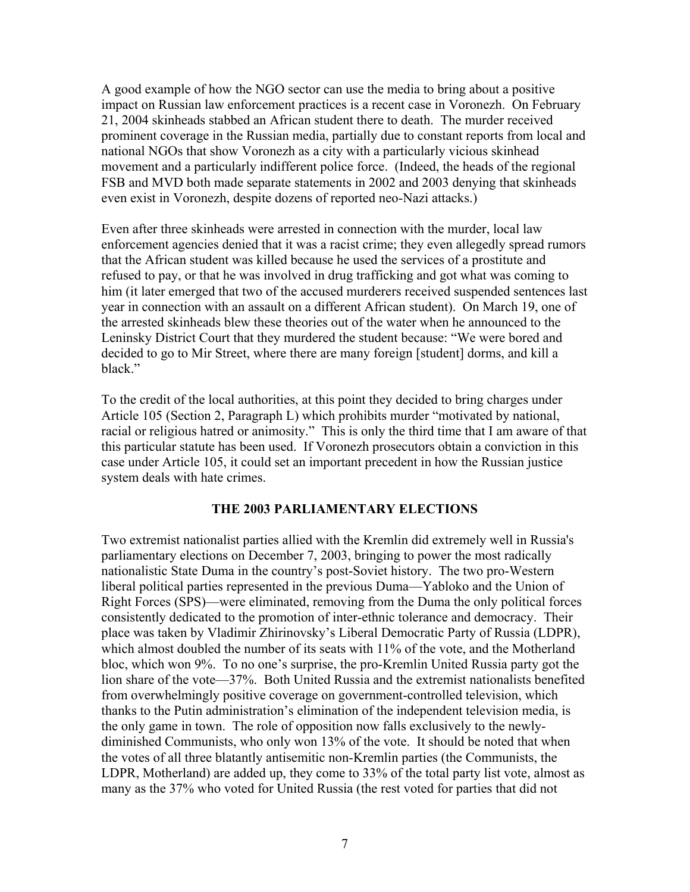A good example of how the NGO sector can use the media to bring about a positive impact on Russian law enforcement practices is a recent case in Voronezh. On February 21, 2004 skinheads stabbed an African student there to death. The murder received prominent coverage in the Russian media, partially due to constant reports from local and national NGOs that show Voronezh as a city with a particularly vicious skinhead movement and a particularly indifferent police force. (Indeed, the heads of the regional FSB and MVD both made separate statements in 2002 and 2003 denying that skinheads even exist in Voronezh, despite dozens of reported neo-Nazi attacks.)

Even after three skinheads were arrested in connection with the murder, local law enforcement agencies denied that it was a racist crime; they even allegedly spread rumors that the African student was killed because he used the services of a prostitute and refused to pay, or that he was involved in drug trafficking and got what was coming to him (it later emerged that two of the accused murderers received suspended sentences last year in connection with an assault on a different African student). On March 19, one of the arrested skinheads blew these theories out of the water when he announced to the Leninsky District Court that they murdered the student because: "We were bored and decided to go to Mir Street, where there are many foreign [student] dorms, and kill a black."

To the credit of the local authorities, at this point they decided to bring charges under Article 105 (Section 2, Paragraph L) which prohibits murder "motivated by national, racial or religious hatred or animosity." This is only the third time that I am aware of that this particular statute has been used. If Voronezh prosecutors obtain a conviction in this case under Article 105, it could set an important precedent in how the Russian justice system deals with hate crimes.

## THE 2003 PARLIAMENTARY ELECTIONS

Two extremist nationalist parties allied with the Kremlin did extremely well in Russia's parliamentary elections on December 7, 2003, bringing to power the most radically nationalistic State Duma in the country's post-Soviet history. The two pro-Western liberal political parties represented in the previous Duma—Yabloko and the Union of Right Forces (SPS)—were eliminated, removing from the Duma the only political forces consistently dedicated to the promotion of inter-ethnic tolerance and democracy. Their place was taken by Vladimir Zhirinovsky's Liberal Democratic Party of Russia (LDPR), which almost doubled the number of its seats with 11% of the vote, and the Motherland bloc, which won 9%. To no one's surprise, the pro-Kremlin United Russia party got the lion share of the vote—37%. Both United Russia and the extremist nationalists benefited from overwhelmingly positive coverage on government-controlled television, which thanks to the Putin administration's elimination of the independent television media, is the only game in town. The role of opposition now falls exclusively to the newly-diminished Communists, who only won 13% of the vote. It should be noted that when the votes of all three blatantly antisemitic non-Kremlin parties (the Communists, the LDPR, Motherland) are added up, they come to 33% of the total party list vote, almost as many as the 37% who voted for United Russia (the rest voted for parties that did not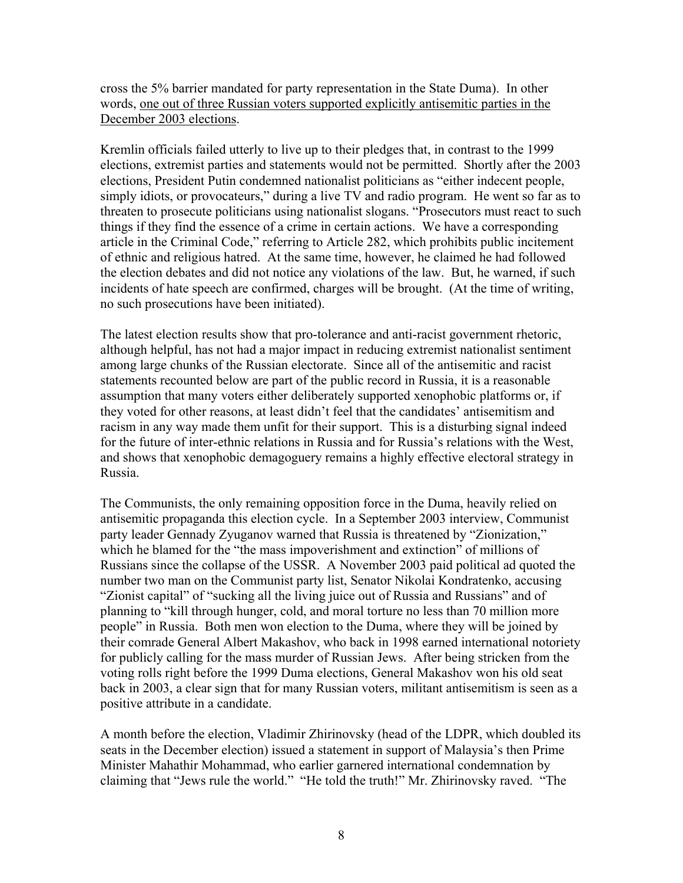cross the 5% barrier mandated for party representation in the State Duma). In other words, <u>one out of three Russian voters supported explicitly antisemitic parties in the December 2003 elections</u>.

Kremlin officials failed utterly to live up to their pledges that, in contrast to the 1999 elections, extremist parties and statements would not be permitted. Shortly after the 2003 elections, President Putin condemned nationalist politicians as "either indecent people, simply idiots, or provocateurs," during a live TV and radio program. He went so far as to threaten to prosecute politicians using nationalist slogans. "Prosecutors must react to such things if they find the essence of a crime in certain actions. We have a corresponding article in the Criminal Code," referring to Article 282, which prohibits public incitement of ethnic and religious hatred. At the same time, however, he claimed he had followed the election debates and did not notice any violations of the law. But, he warned, if such incidents of hate speech are confirmed, charges will be brought. (At the time of writing, no such prosecutions have been initiated).

The latest election results show that pro-tolerance and anti-racist government rhetoric, although helpful, has not had a major impact in reducing extremist nationalist sentiment among large chunks of the Russian electorate. Since all of the antisemitic and racist statements recounted below are part of the public record in Russia, it is a reasonable assumption that many voters either deliberately supported xenophobic platforms or, if they voted for other reasons, at least didn't feel that the candidates' antisemitism and racism in any way made them unfit for their support. This is a disturbing signal indeed for the future of inter-ethnic relations in Russia and for Russia's relations with the West, and shows that xenophobic demagoguery remains a highly effective electoral strategy in Russia.

The Communists, the only remaining opposition force in the Duma, heavily relied on antisemitic propaganda this election cycle. In a September 2003 interview, Communist party leader Gennady Zyuganov warned that Russia is threatened by "Zionization," which he blamed for the "the mass impoverishment and extinction" of millions of Russians since the collapse of the USSR. A November 2003 paid political ad quoted the number two man on the Communist party list, Senator Nikolai Kondratenko, accusing "Zionist capital" of "sucking all the living juice out of Russia and Russians" and of planning to "kill through hunger, cold, and moral torture no less than 70 million more people" in Russia. Both men won election to the Duma, where they will be joined by their comrade General Albert Makashov, who back in 1998 earned international notoriety for publicly calling for the mass murder of Russian Jews. After being stricken from the voting rolls right before the 1999 Duma elections, General Makashov won his old seat back in 2003, a clear sign that for many Russian voters, militant antisemitism is seen as a positive attribute in a candidate.

A month before the election, Vladimir Zhirinovsky (head of the LDPR, which doubled its seats in the December election) issued a statement in support of Malaysia's then Prime Minister Mahathir Mohammad, who earlier garnered international condemnation by claiming that "Jews rule the world." "He told the truth!" Mr. Zhirinovsky raved. "The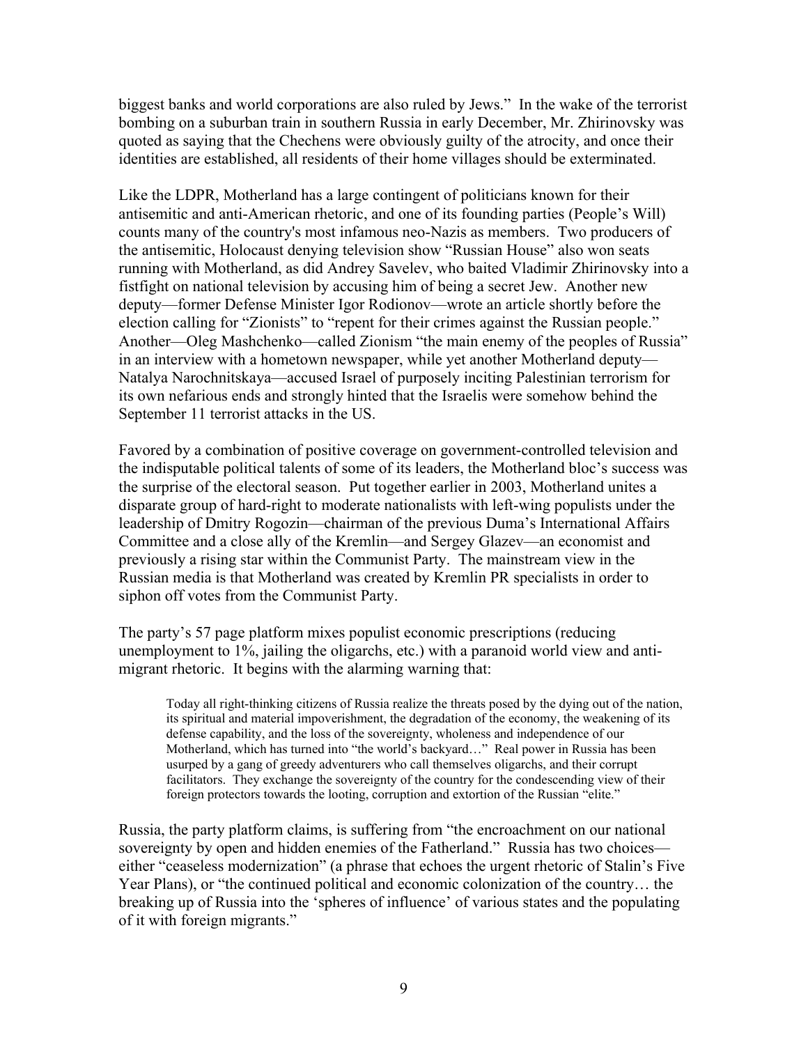biggest banks and world corporations are also ruled by Jews." In the wake of the terrorist bombing on a suburban train in southern Russia in early December, Mr. Zhirinovsky was quoted as saying that the Chechens were obviously guilty of the atrocity, and once their identities are established, all residents of their home villages should be exterminated.

Like the LDPR, Motherland has a large contingent of politicians known for their antisemitic and anti-American rhetoric, and one of its founding parties (People's Will) counts many of the country's most infamous neo-Nazis as members. Two producers of the antisemitic, Holocaust denying television show "Russian House" also won seats running with Motherland, as did Andrey Savelev, who baited Vladimir Zhirinovsky into a fistfight on national television by accusing him of being a secret Jew. Another new deputy—former Defense Minister Igor Rodionov—wrote an article shortly before the election calling for "Zionists" to "repent for their crimes against the Russian people." Another—Oleg Mashchenko—called Zionism "the main enemy of the peoples of Russia" in an interview with a hometown newspaper, while yet another Motherland deputy—Natalya Narochnitskaya—accused Israel of purposely inciting Palestinian terrorism for its own nefarious ends and strongly hinted that the Israelis were somehow behind the September 11 terrorist attacks in the US.

Favored by a combination of positive coverage on government-controlled television and the indisputable political talents of some of its leaders, the Motherland bloc's success was the surprise of the electoral season. Put together earlier in 2003, Motherland unites a disparate group of hard-right to moderate nationalists with left-wing populists under the leadership of Dmitry Rogozin—chairman of the previous Duma's International Affairs Committee and a close ally of the Kremlin—and Sergey Glazev—an economist and previously a rising star within the Communist Party. The mainstream view in the Russian media is that Motherland was created by Kremlin PR specialists in order to siphon off votes from the Communist Party.

The party's 57 page platform mixes populist economic prescriptions (reducing unemployment to 1%, jailing the oligarchs, etc.) with a paranoid world view and anti-migrant rhetoric. It begins with the alarming warning that:

> Today all right-thinking citizens of Russia realize the threats posed by the dying out of the nation, its spiritual and material impoverishment, the degradation of the economy, the weakening of its defense capability, and the loss of the sovereignty, wholeness and independence of our Motherland, which has turned into "the world's backyard…" Real power in Russia has been usurped by a gang of greedy adventurers who call themselves oligarchs, and their corrupt facilitators. They exchange the sovereignty of the country for the condescending view of their foreign protectors towards the looting, corruption and extortion of the Russian "elite."

Russia, the party platform claims, is suffering from "the encroachment on our national sovereignty by open and hidden enemies of the Fatherland." Russia has two choices—either "ceaseless modernization" (a phrase that echoes the urgent rhetoric of Stalin's Five Year Plans), or "the continued political and economic colonization of the country… the breaking up of Russia into the 'spheres of influence' of various states and the populating of it with foreign migrants."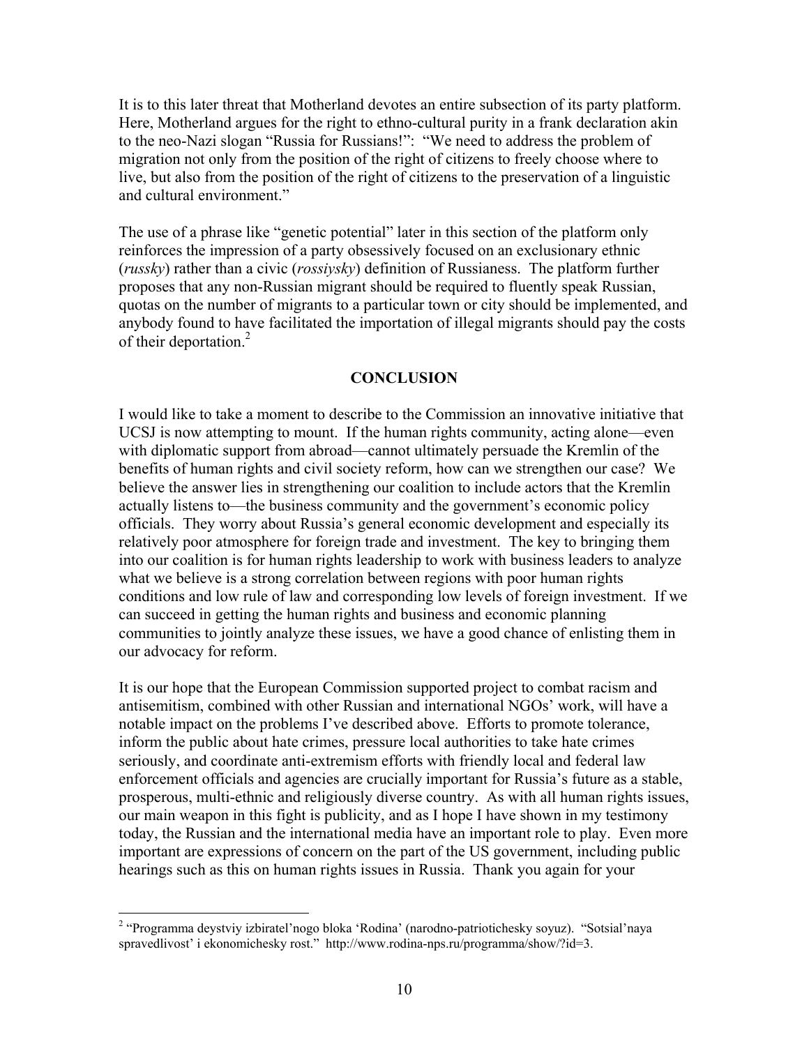It is to this later threat that Motherland devotes an entire subsection of its party platform. Here, Motherland argues for the right to ethno-cultural purity in a frank declaration akin to the neo-Nazi slogan "Russia for Russians!": "We need to address the problem of migration not only from the position of the right of citizens to freely choose where to live, but also from the position of the right of citizens to the preservation of a linguistic and cultural environment."

The use of a phrase like "genetic potential" later in this section of the platform only reinforces the impression of a party obsessively focused on an exclusionary ethnic (*russky*) rather than a civic (*rossiysky*) definition of Russianess. The platform further proposes that any non-Russian migrant should be required to fluently speak Russian, quotas on the number of migrants to a particular town or city should be implemented, and anybody found to have facilitated the importation of illegal migrants should pay the costs of their deportation.[2]

## CONCLUSION

I would like to take a moment to describe to the Commission an innovative initiative that UCSJ is now attempting to mount. If the human rights community, acting alone—even with diplomatic support from abroad—cannot ultimately persuade the Kremlin of the benefits of human rights and civil society reform, how can we strengthen our case? We believe the answer lies in strengthening our coalition to include actors that the Kremlin actually listens to—the business community and the government's economic policy officials. They worry about Russia's general economic development and especially its relatively poor atmosphere for foreign trade and investment. The key to bringing them into our coalition is for human rights leadership to work with business leaders to analyze what we believe is a strong correlation between regions with poor human rights conditions and low rule of law and corresponding low levels of foreign investment. If we can succeed in getting the human rights and business and economic planning communities to jointly analyze these issues, we have a good chance of enlisting them in our advocacy for reform.

It is our hope that the European Commission supported project to combat racism and antisemitism, combined with other Russian and international NGOs' work, will have a notable impact on the problems I've described above. Efforts to promote tolerance, inform the public about hate crimes, pressure local authorities to take hate crimes seriously, and coordinate anti-extremism efforts with friendly local and federal law enforcement officials and agencies are crucially important for Russia's future as a stable, prosperous, multi-ethnic and religiously diverse country. As with all human rights issues, our main weapon in this fight is publicity, and as I hope I have shown in my testimony today, the Russian and the international media have an important role to play. Even more important are expressions of concern on the part of the US government, including public hearings such as this on human rights issues in Russia. Thank you again for your

---

[2] "Programma deystviy izbiratel'nogo bloka 'Rodina' (narodno-patriotichesky soyuz). "Sotsial'naya spravedlivost' i ekonomichesky rost." http://www.rodina-nps.ru/programma/show/?id=3.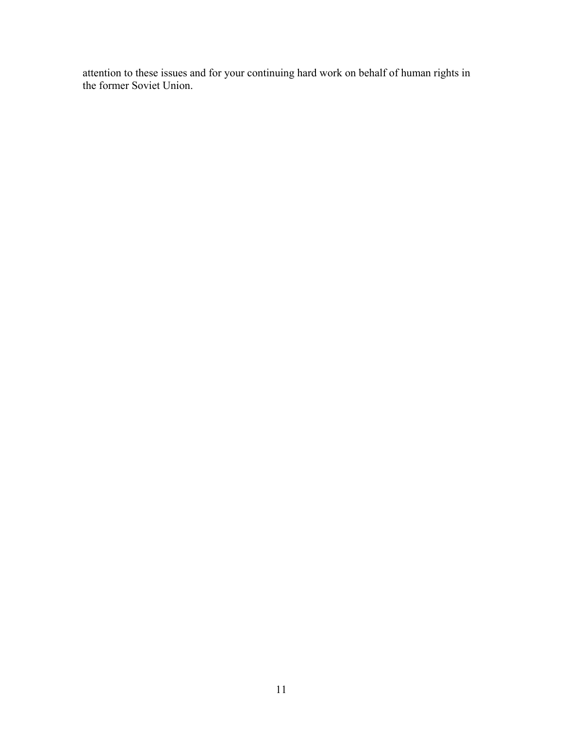attention to these issues and for your continuing hard work on behalf of human rights in the former Soviet Union.